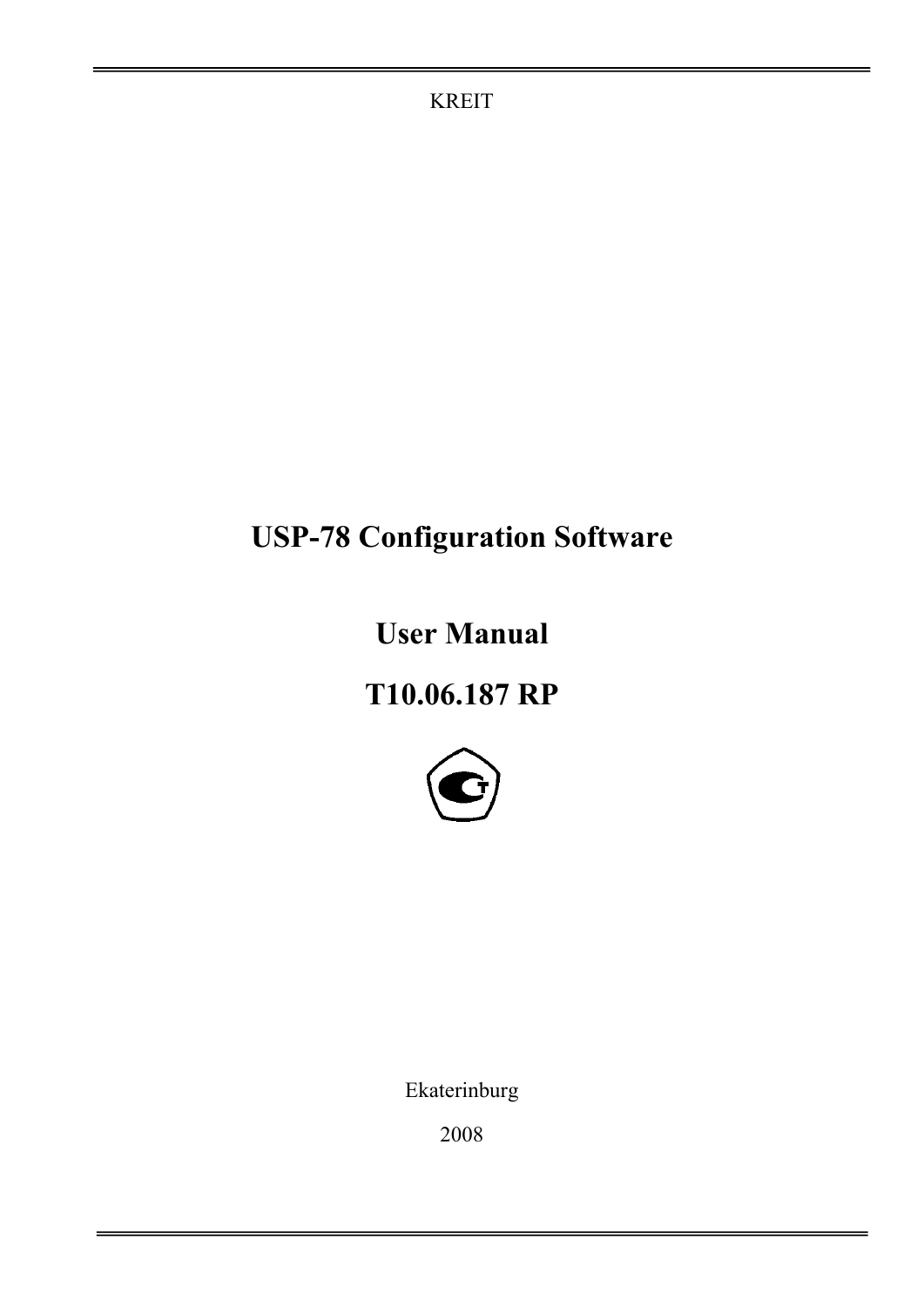KREIT

# USP-78 Configuration Software

# User Manual

# T10.06.187 RP

Ekaterinburg

2008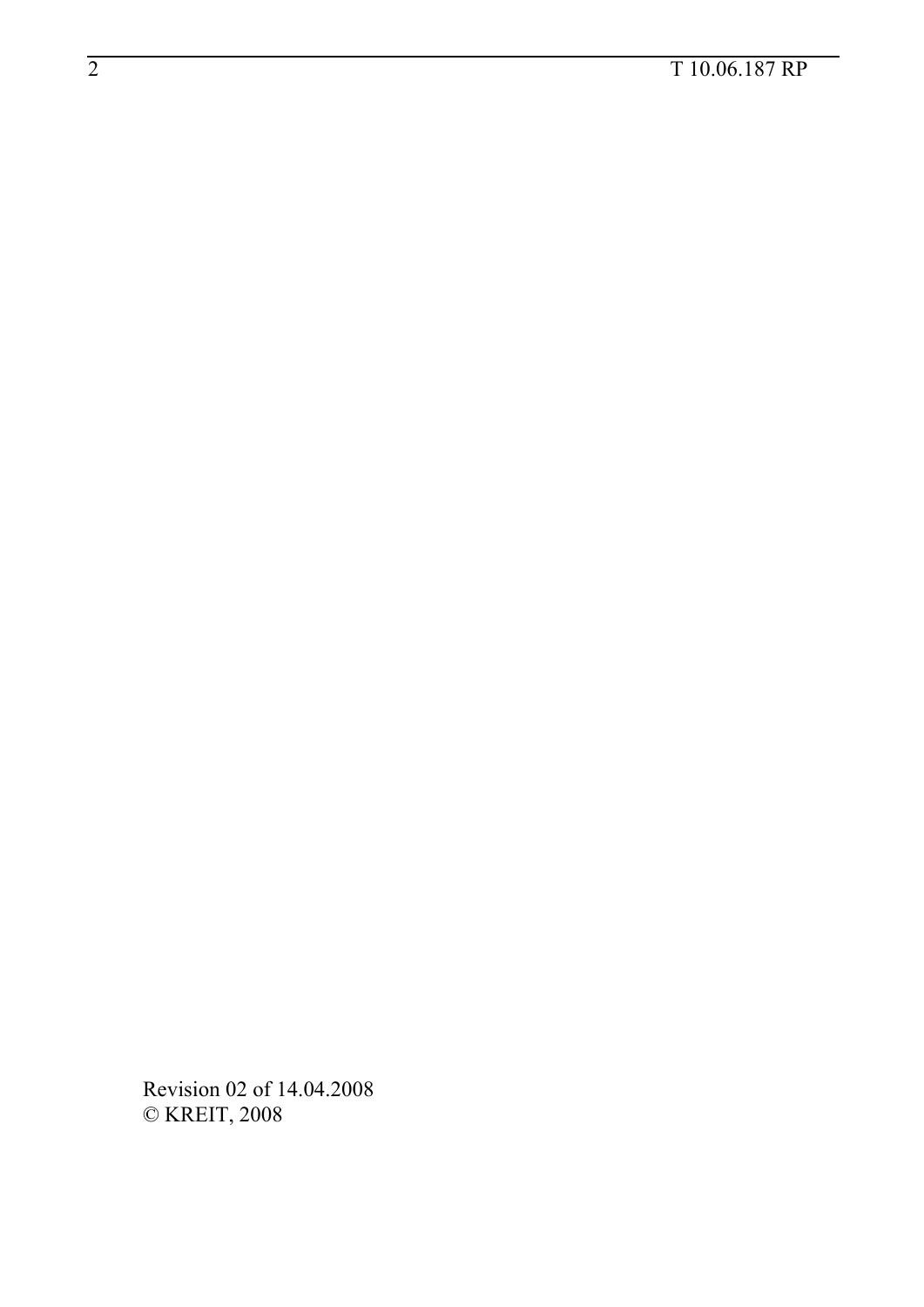Revision 02 of 14.04.2008
© KREIT, 2008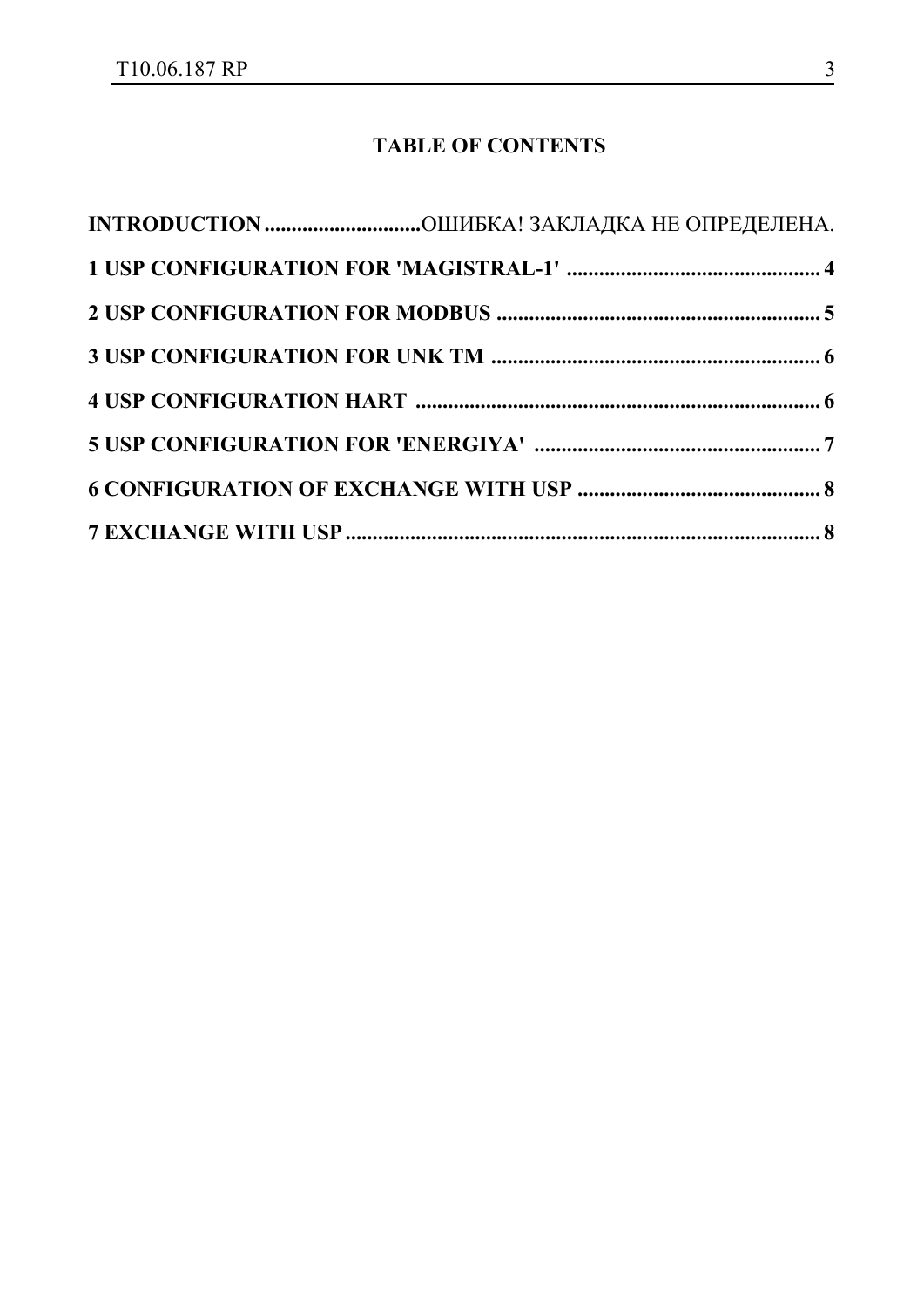# TABLE OF CONTENTS

**INTRODUCTION** .............................ОШИБКА! ЗАКЛАДКА НЕ ОПРЕДЕЛЕНА.

**1 USP CONFIGURATION FOR 'MAGISTRAL-1'** ............................................... **4**

**2 USP CONFIGURATION FOR MODBUS** ............................................................ **5**

**3 USP CONFIGURATION FOR UNK TM** ............................................................ **6**

**4 USP CONFIGURATION HART** ........................................................................... **6**

**5 USP CONFIGURATION FOR 'ENERGIYA'** ..................................................... **7**

**6 CONFIGURATION OF EXCHANGE WITH USP** ............................................. **8**

**7 EXCHANGE WITH USP** ......................................................................................... **8**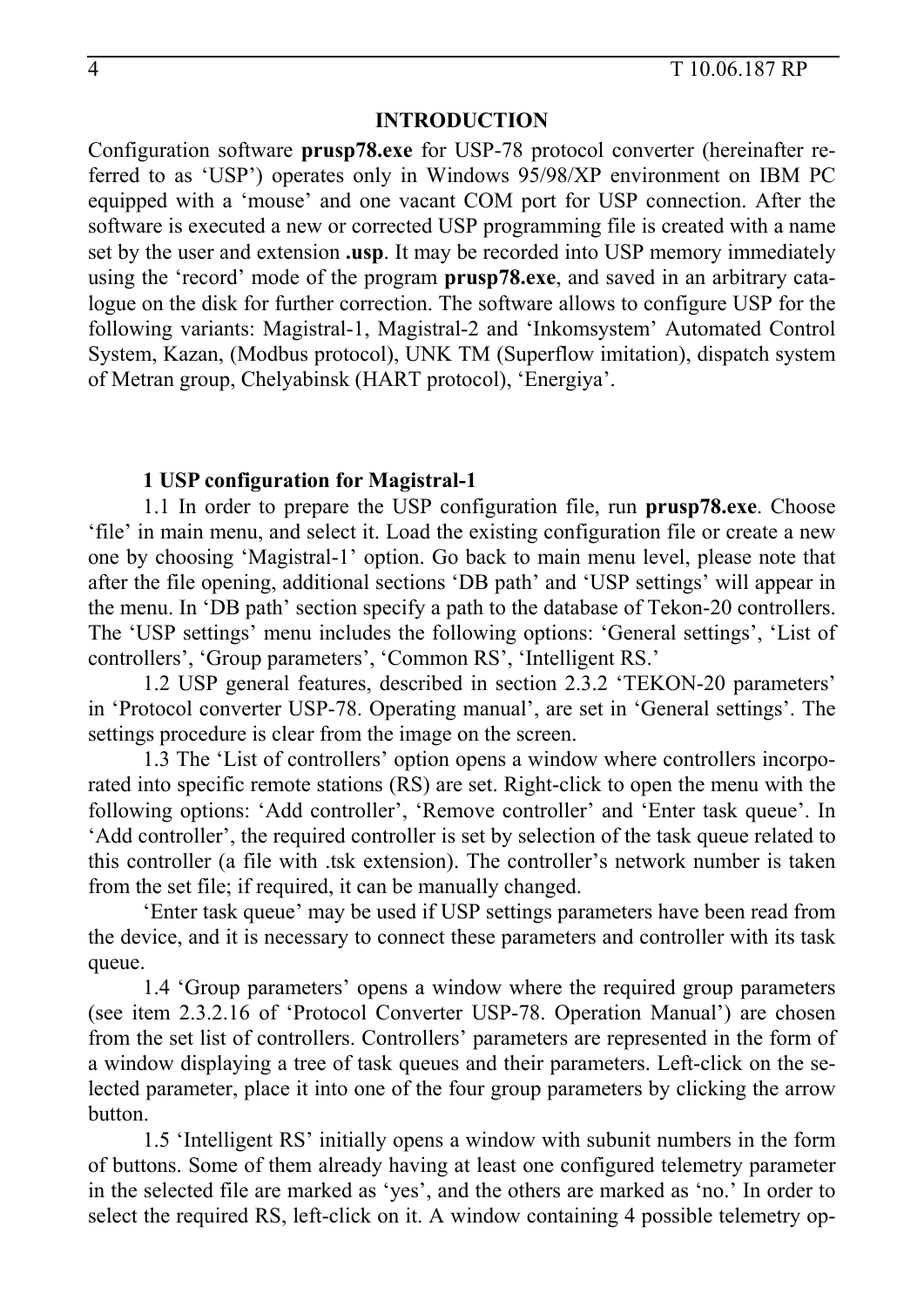## INTRODUCTION

Configuration software **prusp78.exe** for USP-78 protocol converter (hereinafter referred to as 'USP') operates only in Windows 95/98/XP environment on IBM PC equipped with a 'mouse' and one vacant COM port for USP connection. After the software is executed a new or corrected USP programming file is created with a name set by the user and extension **.usp**. It may be recorded into USP memory immediately using the 'record' mode of the program **prusp78.exe**, and saved in an arbitrary catalogue on the disk for further correction. The software allows to configure USP for the following variants: Magistral-1, Magistral-2 and 'Inkomsystem' Automated Control System, Kazan, (Modbus protocol), UNK TM (Superflow imitation), dispatch system of Metran group, Chelyabinsk (HART protocol), 'Energiya'.

### 1 USP configuration for Magistral-1

1.1 In order to prepare the USP configuration file, run **prusp78.exe**. Choose 'file' in main menu, and select it. Load the existing configuration file or create a new one by choosing 'Magistral-1' option. Go back to main menu level, please note that after the file opening, additional sections 'DB path' and 'USP settings' will appear in the menu. In 'DB path' section specify a path to the database of Tekon-20 controllers. The 'USP settings' menu includes the following options: 'General settings', 'List of controllers', 'Group parameters', 'Common RS', 'Intelligent RS.'

1.2 USP general features, described in section 2.3.2 'TEKON-20 parameters' in 'Protocol converter USP-78. Operating manual', are set in 'General settings'. The settings procedure is clear from the image on the screen.

1.3 The 'List of controllers' option opens a window where controllers incorporated into specific remote stations (RS) are set. Right-click to open the menu with the following options: 'Add controller', 'Remove controller' and 'Enter task queue'. In 'Add controller', the required controller is set by selection of the task queue related to this controller (a file with .tsk extension). The controller's network number is taken from the set file; if required, it can be manually changed.

'Enter task queue' may be used if USP settings parameters have been read from the device, and it is necessary to connect these parameters and controller with its task queue.

1.4 'Group parameters' opens a window where the required group parameters (see item 2.3.2.16 of 'Protocol Converter USP-78. Operation Manual') are chosen from the set list of controllers. Controllers' parameters are represented in the form of a window displaying a tree of task queues and their parameters. Left-click on the selected parameter, place it into one of the four group parameters by clicking the arrow button.

1.5 'Intelligent RS' initially opens a window with subunit numbers in the form of buttons. Some of them already having at least one configured telemetry parameter in the selected file are marked as 'yes', and the others are marked as 'no.' In order to select the required RS, left-click on it. A window containing 4 possible telemetry op-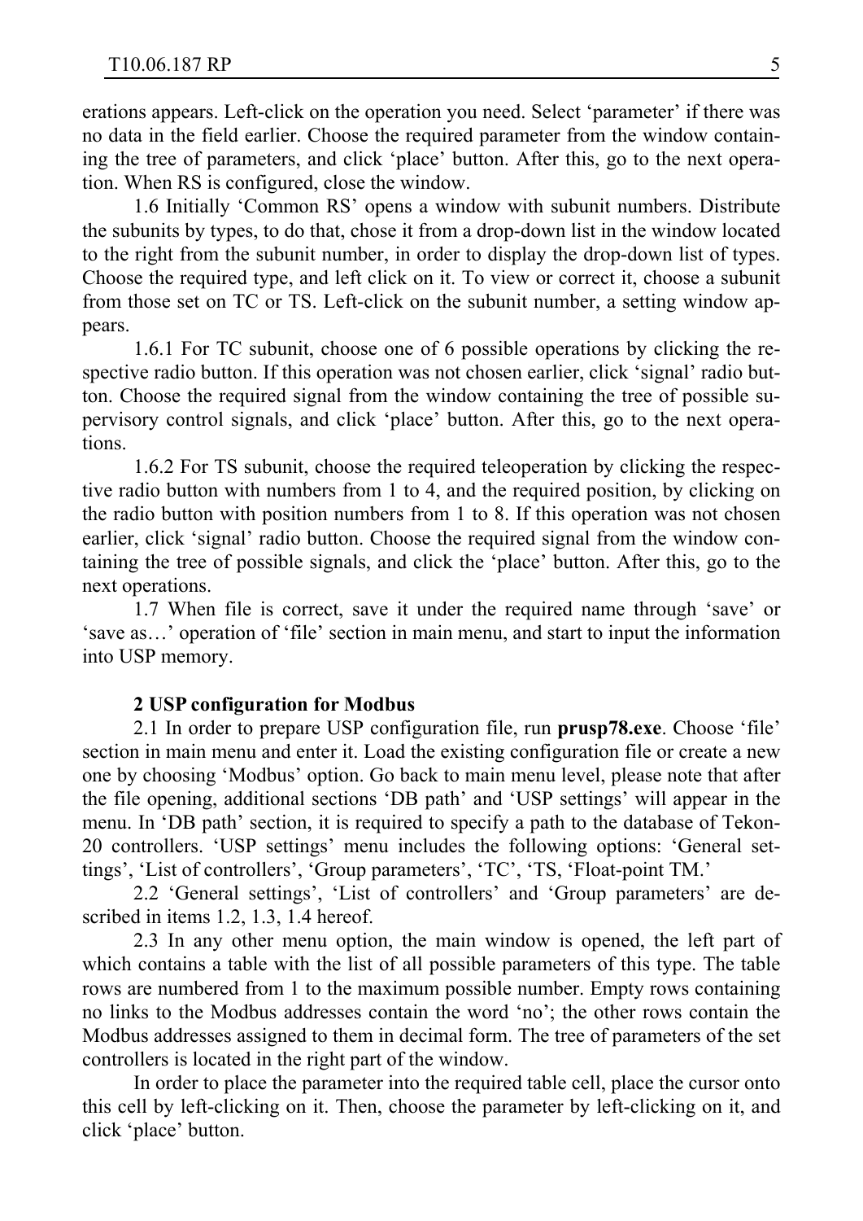erations appears. Left-click on the operation you need. Select ‘parameter’ if there was no data in the field earlier. Choose the required parameter from the window containing the tree of parameters, and click ‘place’ button. After this, go to the next operation. When RS is configured, close the window.

1.6 Initially ‘Common RS’ opens a window with subunit numbers. Distribute the subunits by types, to do that, chose it from a drop-down list in the window located to the right from the subunit number, in order to display the drop-down list of types. Choose the required type, and left click on it. To view or correct it, choose a subunit from those set on TC or TS. Left-click on the subunit number, a setting window appears.

1.6.1 For TC subunit, choose one of 6 possible operations by clicking the respective radio button. If this operation was not chosen earlier, click ‘signal’ radio button. Choose the required signal from the window containing the tree of possible supervisory control signals, and click ‘place’ button. After this, go to the next operations.

1.6.2 For TS subunit, choose the required teleoperation by clicking the respective radio button with numbers from 1 to 4, and the required position, by clicking on the radio button with position numbers from 1 to 8. If this operation was not chosen earlier, click ‘signal’ radio button. Choose the required signal from the window containing the tree of possible signals, and click the ‘place’ button. After this, go to the next operations.

1.7 When file is correct, save it under the required name through ‘save’ or ‘save as…’ operation of ‘file’ section in main menu, and start to input the information into USP memory.

## 2 USP configuration for Modbus

2.1 In order to prepare USP configuration file, run **prusp78.exe**. Choose ‘file’ section in main menu and enter it. Load the existing configuration file or create a new one by choosing ‘Modbus’ option. Go back to main menu level, please note that after the file opening, additional sections ‘DB path’ and ‘USP settings’ will appear in the menu. In ‘DB path’ section, it is required to specify a path to the database of Tekon-20 controllers. ‘USP settings’ menu includes the following options: ‘General settings’, ‘List of controllers’, ‘Group parameters’, ‘TC’, ‘TS, ‘Float-point TM.’

2.2 ‘General settings’, ‘List of controllers’ and ‘Group parameters’ are described in items 1.2, 1.3, 1.4 hereof.

2.3 In any other menu option, the main window is opened, the left part of which contains a table with the list of all possible parameters of this type. The table rows are numbered from 1 to the maximum possible number. Empty rows containing no links to the Modbus addresses contain the word ‘no’; the other rows contain the Modbus addresses assigned to them in decimal form. The tree of parameters of the set controllers is located in the right part of the window.

In order to place the parameter into the required table cell, place the cursor onto this cell by left-clicking on it. Then, choose the parameter by left-clicking on it, and click ‘place’ button.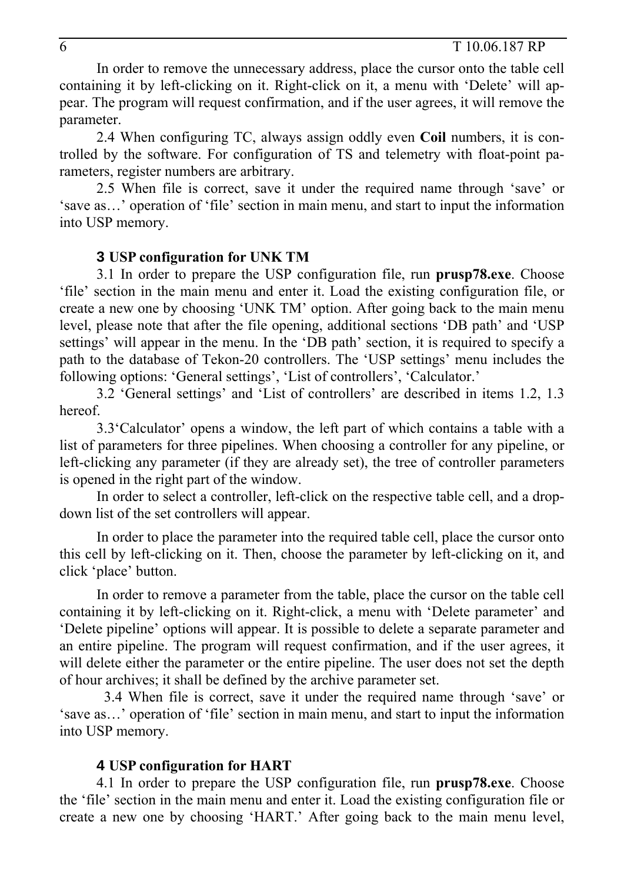In order to remove the unnecessary address, place the cursor onto the table cell containing it by left-clicking on it. Right-click on it, a menu with 'Delete' will appear. The program will request confirmation, and if the user agrees, it will remove the parameter.

2.4 When configuring TC, always assign oddly even **Coil** numbers, it is controlled by the software. For configuration of TS and telemetry with float-point parameters, register numbers are arbitrary.

2.5 When file is correct, save it under the required name through 'save' or 'save as…' operation of 'file' section in main menu, and start to input the information into USP memory.

## 3 USP configuration for UNK TM

3.1 In order to prepare the USP configuration file, run **prusp78.exe**. Choose 'file' section in the main menu and enter it. Load the existing configuration file, or create a new one by choosing 'UNK TM' option. After going back to the main menu level, please note that after the file opening, additional sections 'DB path' and 'USP settings' will appear in the menu. In the 'DB path' section, it is required to specify a path to the database of Tekon-20 controllers. The 'USP settings' menu includes the following options: 'General settings', 'List of controllers', 'Calculator.'

3.2 'General settings' and 'List of controllers' are described in items 1.2, 1.3 hereof.

3.3'Calculator' opens a window, the left part of which contains a table with a list of parameters for three pipelines. When choosing a controller for any pipeline, or left-clicking any parameter (if they are already set), the tree of controller parameters is opened in the right part of the window.

In order to select a controller, left-click on the respective table cell, and a drop-down list of the set controllers will appear.

In order to place the parameter into the required table cell, place the cursor onto this cell by left-clicking on it. Then, choose the parameter by left-clicking on it, and click 'place' button.

In order to remove a parameter from the table, place the cursor on the table cell containing it by left-clicking on it. Right-click, a menu with 'Delete parameter' and 'Delete pipeline' options will appear. It is possible to delete a separate parameter and an entire pipeline. The program will request confirmation, and if the user agrees, it will delete either the parameter or the entire pipeline. The user does not set the depth of hour archives; it shall be defined by the archive parameter set.

3.4 When file is correct, save it under the required name through 'save' or 'save as…' operation of 'file' section in main menu, and start to input the information into USP memory.

## 4 USP configuration for HART

4.1 In order to prepare the USP configuration file, run **prusp78.exe**. Choose the 'file' section in the main menu and enter it. Load the existing configuration file or create a new one by choosing 'HART.' After going back to the main menu level,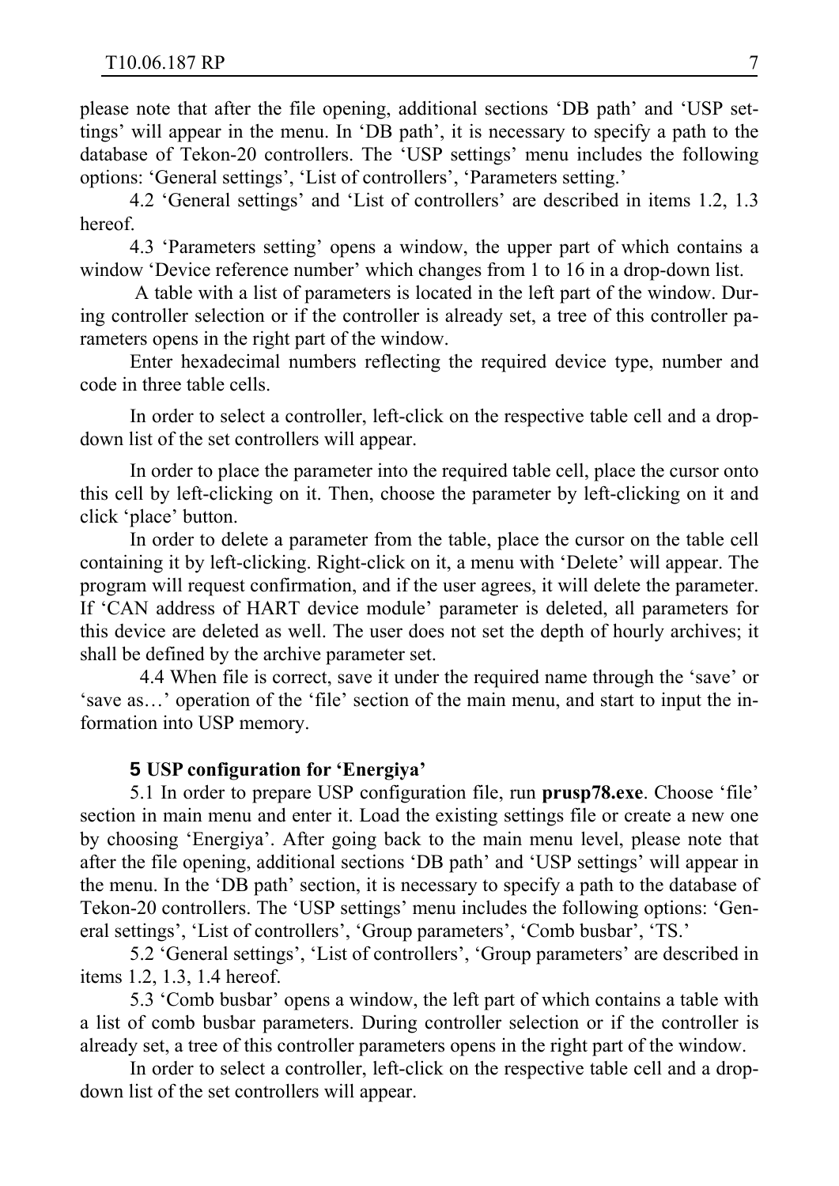please note that after the file opening, additional sections 'DB path' and 'USP settings' will appear in the menu. In 'DB path', it is necessary to specify a path to the database of Tekon-20 controllers. The 'USP settings' menu includes the following options: 'General settings', 'List of controllers', 'Parameters setting.'

4.2 'General settings' and 'List of controllers' are described in items 1.2, 1.3 hereof.

4.3 'Parameters setting' opens a window, the upper part of which contains a window 'Device reference number' which changes from 1 to 16 in a drop-down list.

A table with a list of parameters is located in the left part of the window. During controller selection or if the controller is already set, a tree of this controller parameters opens in the right part of the window.

Enter hexadecimal numbers reflecting the required device type, number and code in three table cells.

In order to select a controller, left-click on the respective table cell and a drop-down list of the set controllers will appear.

In order to place the parameter into the required table cell, place the cursor onto this cell by left-clicking on it. Then, choose the parameter by left-clicking on it and click 'place' button.

In order to delete a parameter from the table, place the cursor on the table cell containing it by left-clicking. Right-click on it, a menu with 'Delete' will appear. The program will request confirmation, and if the user agrees, it will delete the parameter. If 'CAN address of HART device module' parameter is deleted, all parameters for this device are deleted as well. The user does not set the depth of hourly archives; it shall be defined by the archive parameter set.

4.4 When file is correct, save it under the required name through the 'save' or 'save as…' operation of the 'file' section of the main menu, and start to input the information into USP memory.

## 5 USP configuration for 'Energiya'

5.1 In order to prepare USP configuration file, run **prusp78.exe**. Choose 'file' section in main menu and enter it. Load the existing settings file or create a new one by choosing 'Energiya'. After going back to the main menu level, please note that after the file opening, additional sections 'DB path' and 'USP settings' will appear in the menu. In the 'DB path' section, it is necessary to specify a path to the database of Tekon-20 controllers. The 'USP settings' menu includes the following options: 'General settings', 'List of controllers', 'Group parameters', 'Comb busbar', 'TS.'

5.2 'General settings', 'List of controllers', 'Group parameters' are described in items 1.2, 1.3, 1.4 hereof.

5.3 'Comb busbar' opens a window, the left part of which contains a table with a list of comb busbar parameters. During controller selection or if the controller is already set, a tree of this controller parameters opens in the right part of the window.

In order to select a controller, left-click on the respective table cell and a drop-down list of the set controllers will appear.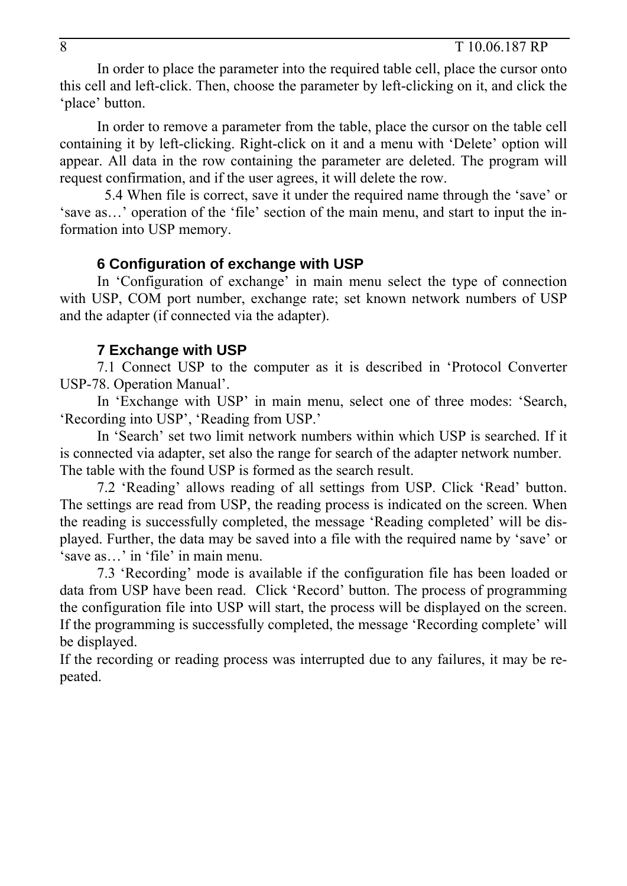In order to place the parameter into the required table cell, place the cursor onto this cell and left-click. Then, choose the parameter by left-clicking on it, and click the ‘place’ button.

In order to remove a parameter from the table, place the cursor on the table cell containing it by left-clicking. Right-click on it and a menu with ‘Delete’ option will appear. All data in the row containing the parameter are deleted. The program will request confirmation, and if the user agrees, it will delete the row.

5.4 When file is correct, save it under the required name through the ‘save’ or ‘save as…’ operation of the ‘file’ section of the main menu, and start to input the information into USP memory.

## 6 Configuration of exchange with USP

In ‘Configuration of exchange’ in main menu select the type of connection with USP, COM port number, exchange rate; set known network numbers of USP and the adapter (if connected via the adapter).

## 7 Exchange with USP

7.1 Connect USP to the computer as it is described in ‘Protocol Converter USP-78. Operation Manual’.

In ‘Exchange with USP’ in main menu, select one of three modes: ‘Search, ‘Recording into USP’, ‘Reading from USP.’

In ‘Search’ set two limit network numbers within which USP is searched. If it is connected via adapter, set also the range for search of the adapter network number. The table with the found USP is formed as the search result.

7.2 ‘Reading’ allows reading of all settings from USP. Click ‘Read’ button. The settings are read from USP, the reading process is indicated on the screen. When the reading is successfully completed, the message ‘Reading completed’ will be displayed. Further, the data may be saved into a file with the required name by ‘save’ or ‘save as…’ in ‘file’ in main menu.

7.3 ‘Recording’ mode is available if the configuration file has been loaded or data from USP have been read. Click ‘Record’ button. The process of programming the configuration file into USP will start, the process will be displayed on the screen. If the programming is successfully completed, the message ‘Recording complete’ will be displayed.

If the recording or reading process was interrupted due to any failures, it may be repeated.